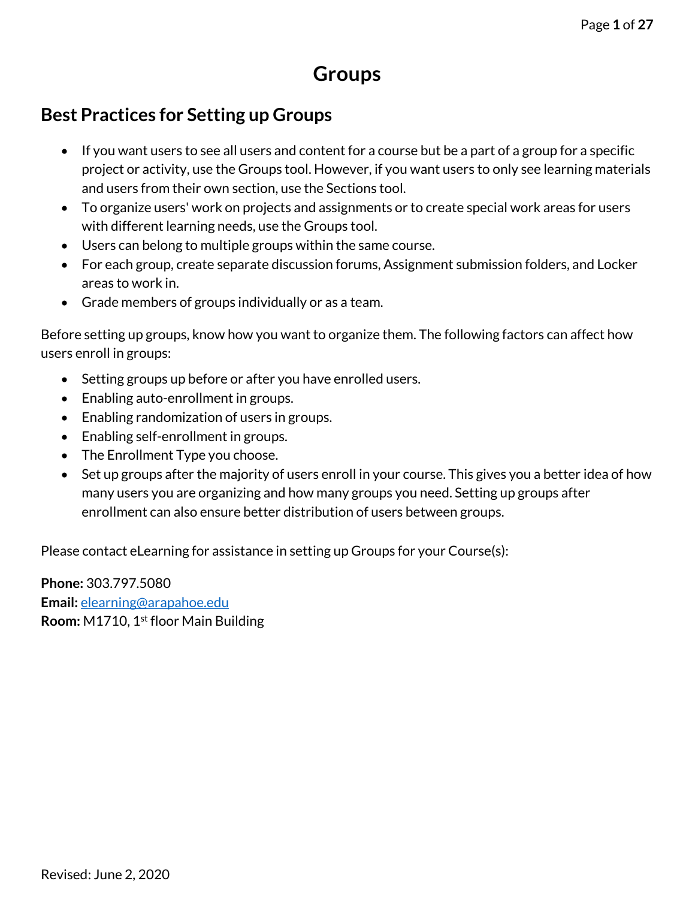# Groups

## Best Practices for Setting up Groups

- If you want users to see all users and content for a course but be a part of a group for a specific project or activity, use the Groups tool. However, if you want users to only see learning materials and users from their own section, use the Sections tool.
- To organize users' work on projects and assignments or to create special work areas for users with different learning needs, use the Groups tool.
- Users can belong to multiple groups within the same course.
- For each group, create separate discussion forums, Assignment submission folders, and Locker areas to work in.
- Grade members of groups individually or as a team.

Before setting up groups, know how you want to organize them. The following factors can affect how users enroll in groups:

- Setting groups up before or after you have enrolled users.
- Enabling auto-enrollment in groups.
- Enabling randomization of users in groups.
- Enabling self-enrollment in groups.
- The Enrollment Type you choose.
- Set up groups after the majority of users enroll in your course. This gives you a better idea of how many users you are organizing and how many groups you need. Setting up groups after enrollment can also ensure better distribution of users between groups.

Please contact eLearning for assistance in setting up Groups for your Course(s):

**Phone:** 303.797.5080
**Email:** elearning@arapahoe.edu
**Room:** M1710, 1st floor Main Building

Revised: June 2, 2020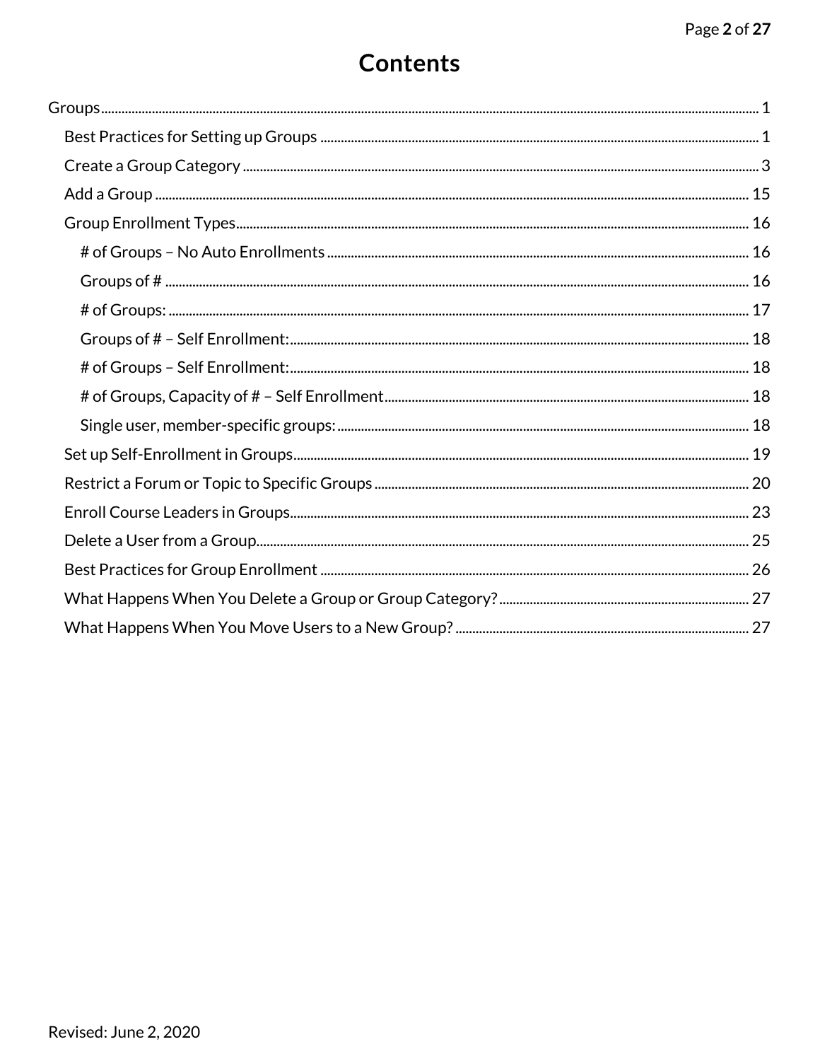# Contents

- Groups ... 1
  - Best Practices for Setting up Groups ... 1
  - Create a Group Category ... 3
  - Add a Group ... 15
  - Group Enrollment Types ... 16
    - # of Groups – No Auto Enrollments ... 16
    - Groups of # ... 16
    - # of Groups: ... 17
    - Groups of # – Self Enrollment: ... 18
    - # of Groups – Self Enrollment: ... 18
    - # of Groups, Capacity of # – Self Enrollment ... 18
    - Single user, member-specific groups: ... 18
  - Set up Self-Enrollment in Groups ... 19
  - Restrict a Forum or Topic to Specific Groups ... 20
  - Enroll Course Leaders in Groups ... 23
  - Delete a User from a Group ... 25
  - Best Practices for Group Enrollment ... 26
  - What Happens When You Delete a Group or Group Category? ... 27
  - What Happens When You Move Users to a New Group? ... 27

Revised: June 2, 2020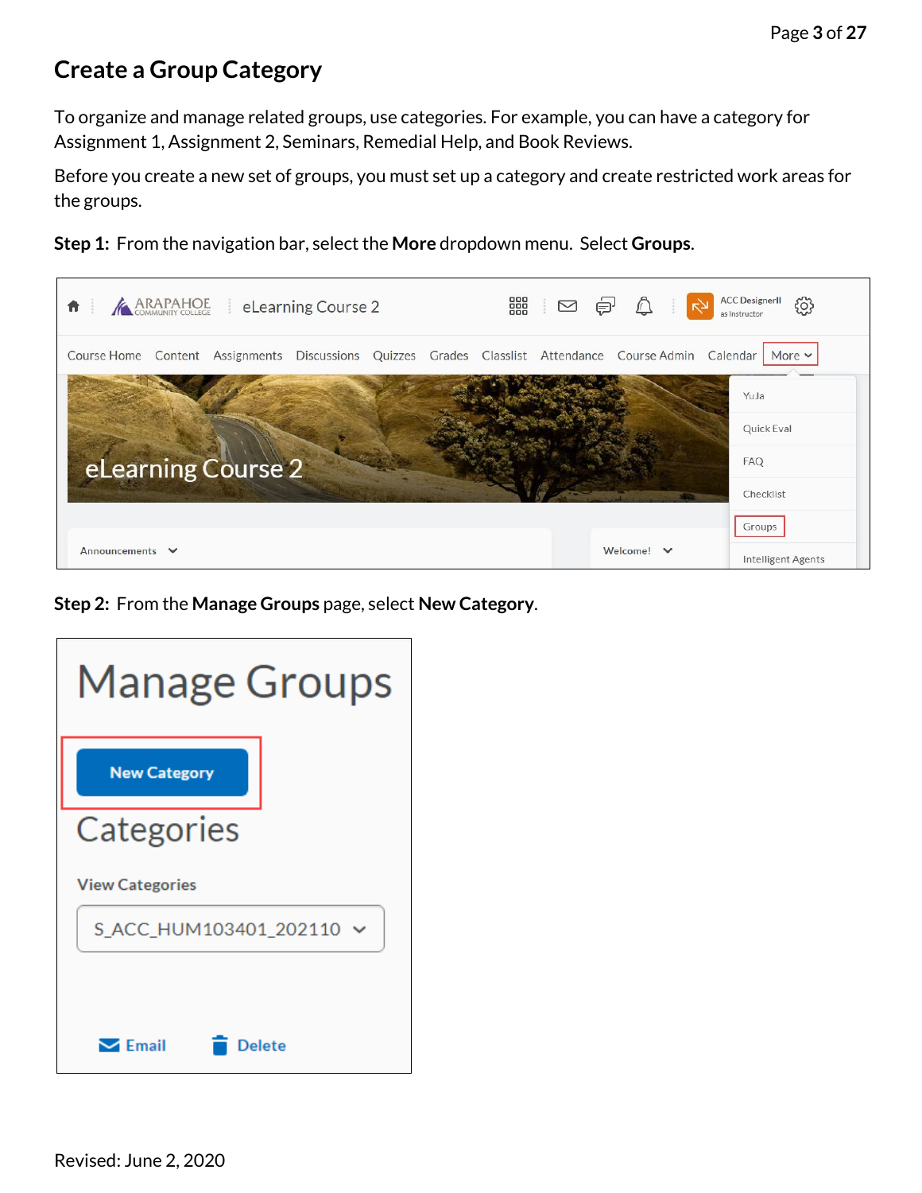## Create a Group Category

To organize and manage related groups, use categories. For example, you can have a category for Assignment 1, Assignment 2, Seminars, Remedial Help, and Book Reviews.

Before you create a new set of groups, you must set up a category and create restricted work areas for the groups.

**Step 1:** From the navigation bar, select the **More** dropdown menu. Select **Groups**.

**Step 2:** From the **Manage Groups** page, select **New Category**.

Revised: June 2, 2020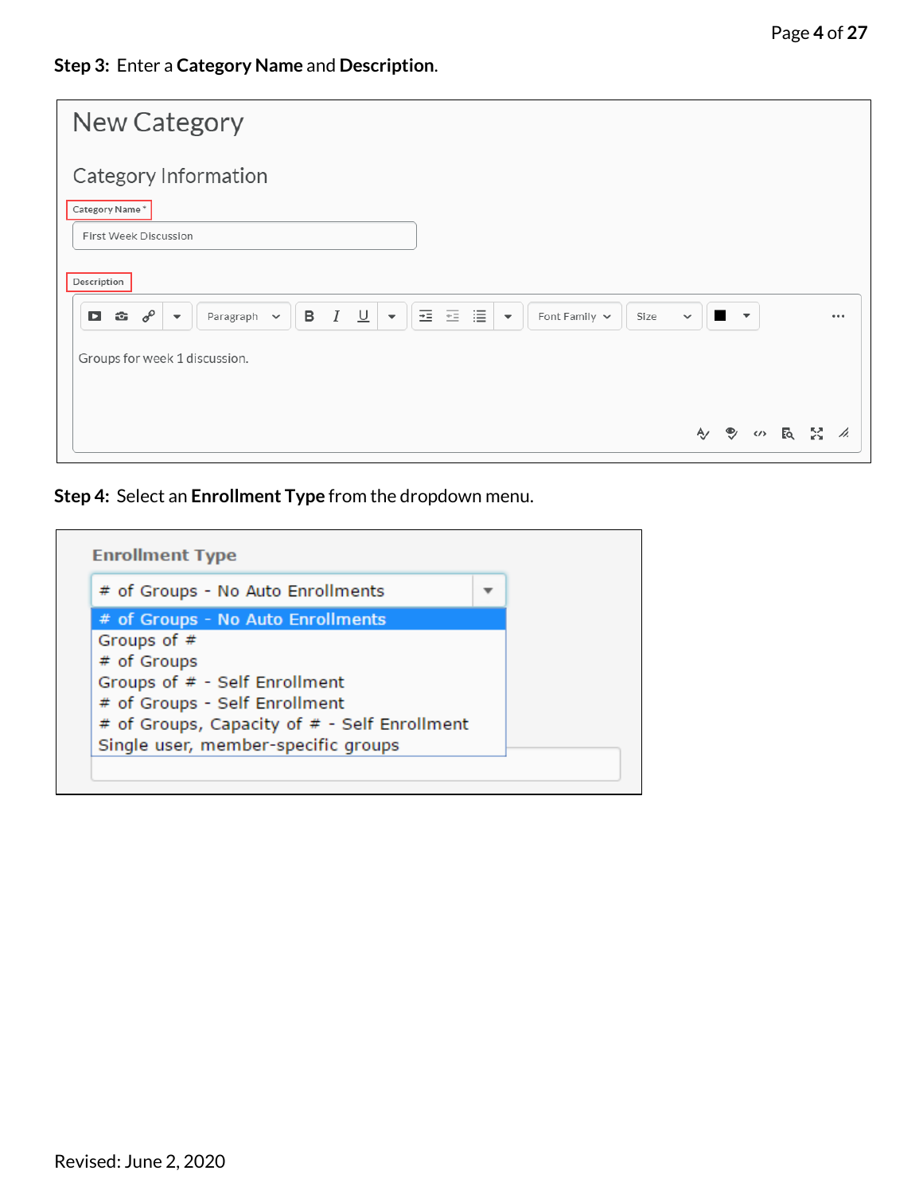**Step 3:** Enter a **Category Name** and **Description**.

New Category

Category Information

Category Name *

First Week Discussion

Description

Groups for week 1 discussion.

**Step 4:** Select an **Enrollment Type** from the dropdown menu.

Enrollment Type

# of Groups - No Auto Enrollments

- # of Groups - No Auto Enrollments
- Groups of #
- # of Groups
- Groups of # - Self Enrollment
- # of Groups - Self Enrollment
- # of Groups, Capacity of # - Self Enrollment
- Single user, member-specific groups

Revised: June 2, 2020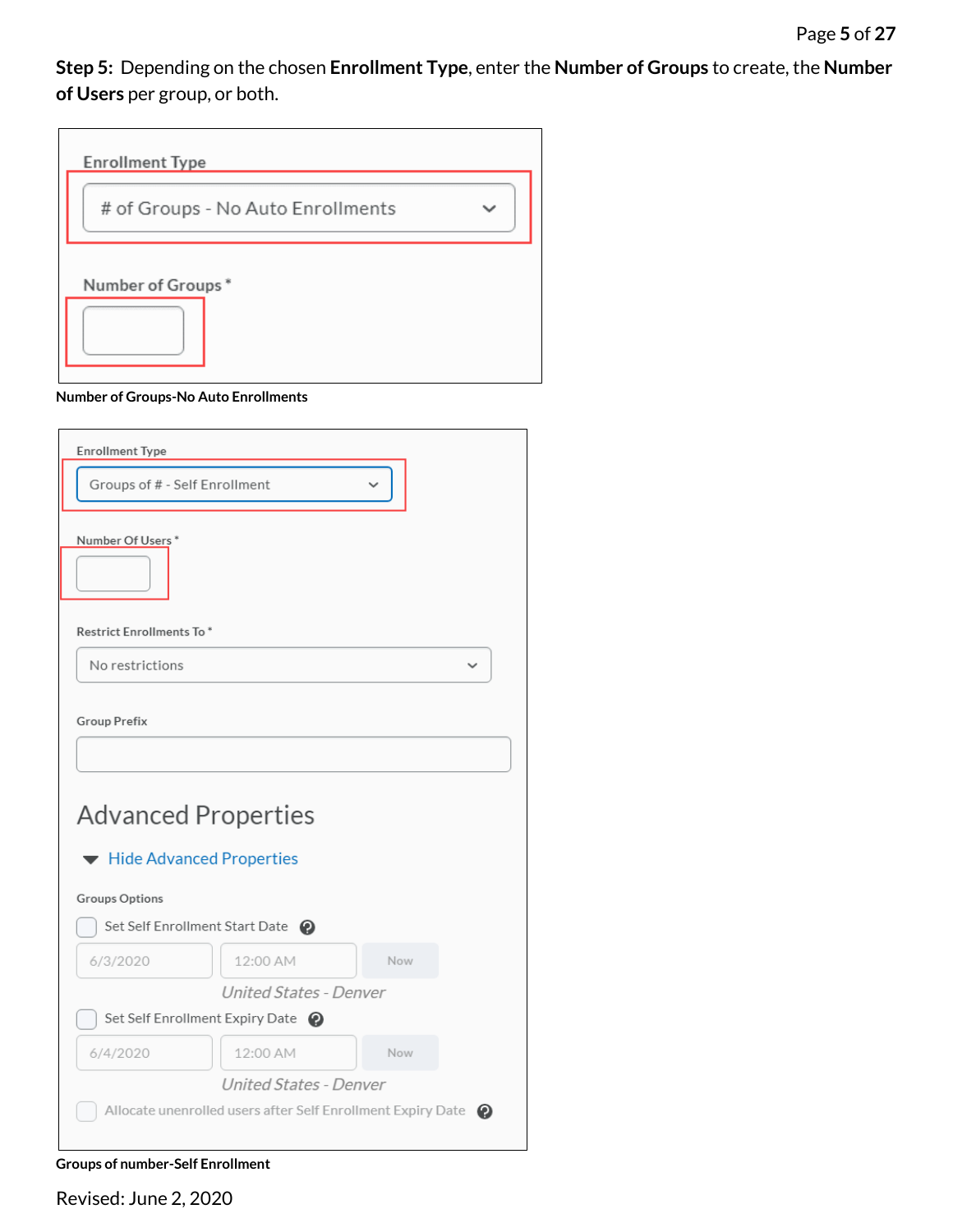**Step 5:** Depending on the chosen **Enrollment Type**, enter the **Number of Groups** to create, the **Number of Users** per group, or both.

Enrollment Type

# of Groups - No Auto Enrollments

Number of Groups *

**Number of Groups-No Auto Enrollments**

Enrollment Type

Groups of # - Self Enrollment

Number Of Users *

Restrict Enrollments To *

No restrictions

Group Prefix

Advanced Properties

Hide Advanced Properties

Groups Options

Set Self Enrollment Start Date

6/3/2020 12:00 AM Now

*United States - Denver*

Set Self Enrollment Expiry Date

6/4/2020 12:00 AM Now

*United States - Denver*

Allocate unenrolled users after Self Enrollment Expiry Date

**Groups of number-Self Enrollment**

Revised: June 2, 2020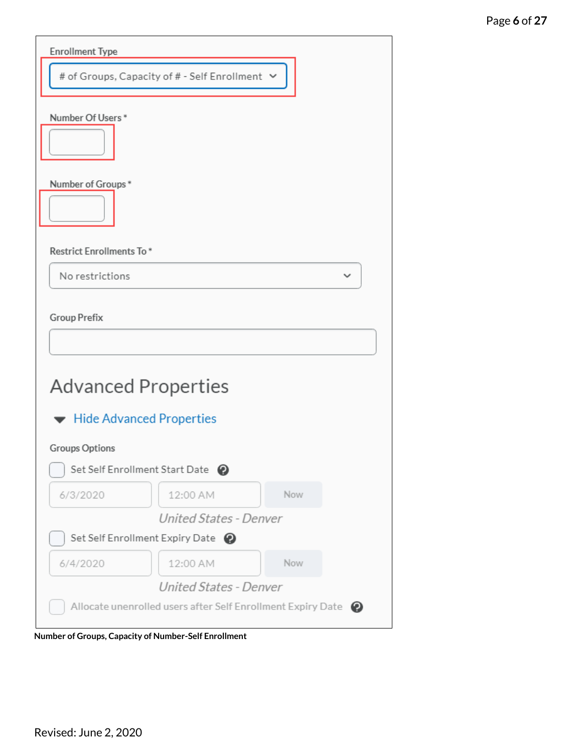Enrollment Type

# of Groups, Capacity of # - Self Enrollment

Number Of Users *

Number of Groups *

Restrict Enrollments To *

No restrictions

Group Prefix

## Advanced Properties

Hide Advanced Properties

Groups Options

Set Self Enrollment Start Date

6/3/2020 12:00 AM Now

*United States - Denver*

Set Self Enrollment Expiry Date

6/4/2020 12:00 AM Now

*United States - Denver*

Allocate unenrolled users after Self Enrollment Expiry Date

**Number of Groups, Capacity of Number-Self Enrollment**

Revised: June 2, 2020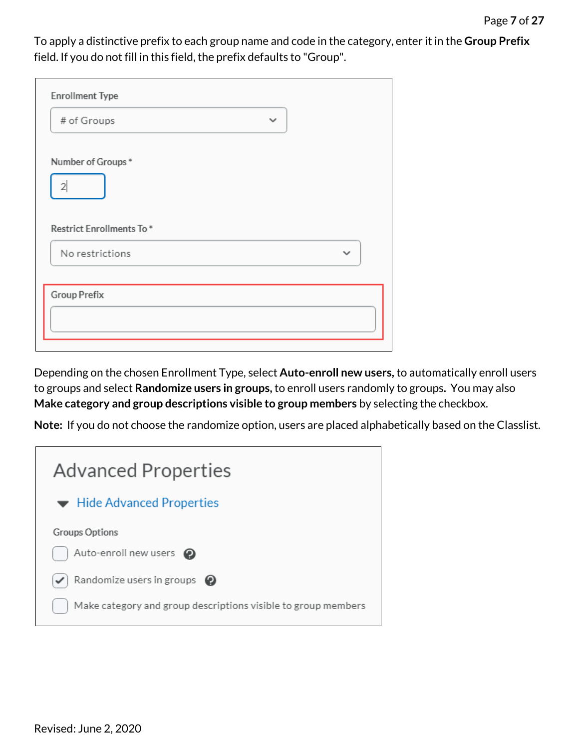To apply a distinctive prefix to each group name and code in the category, enter it in the **Group Prefix** field. If you do not fill in this field, the prefix defaults to "Group".

Enrollment Type

# of Groups

Number of Groups *

2

Restrict Enrollments To *

No restrictions

Group Prefix

Depending on the chosen Enrollment Type, select **Auto-enroll new users,** to automatically enroll users to groups and select **Randomize users in groups,** to enroll users randomly to groups**.** You may also **Make category and group descriptions visible to group members** by selecting the checkbox.

**Note:** If you do not choose the randomize option, users are placed alphabetically based on the Classlist.

Advanced Properties

Hide Advanced Properties

Groups Options

Auto-enroll new users

Randomize users in groups

Make category and group descriptions visible to group members

Revised: June 2, 2020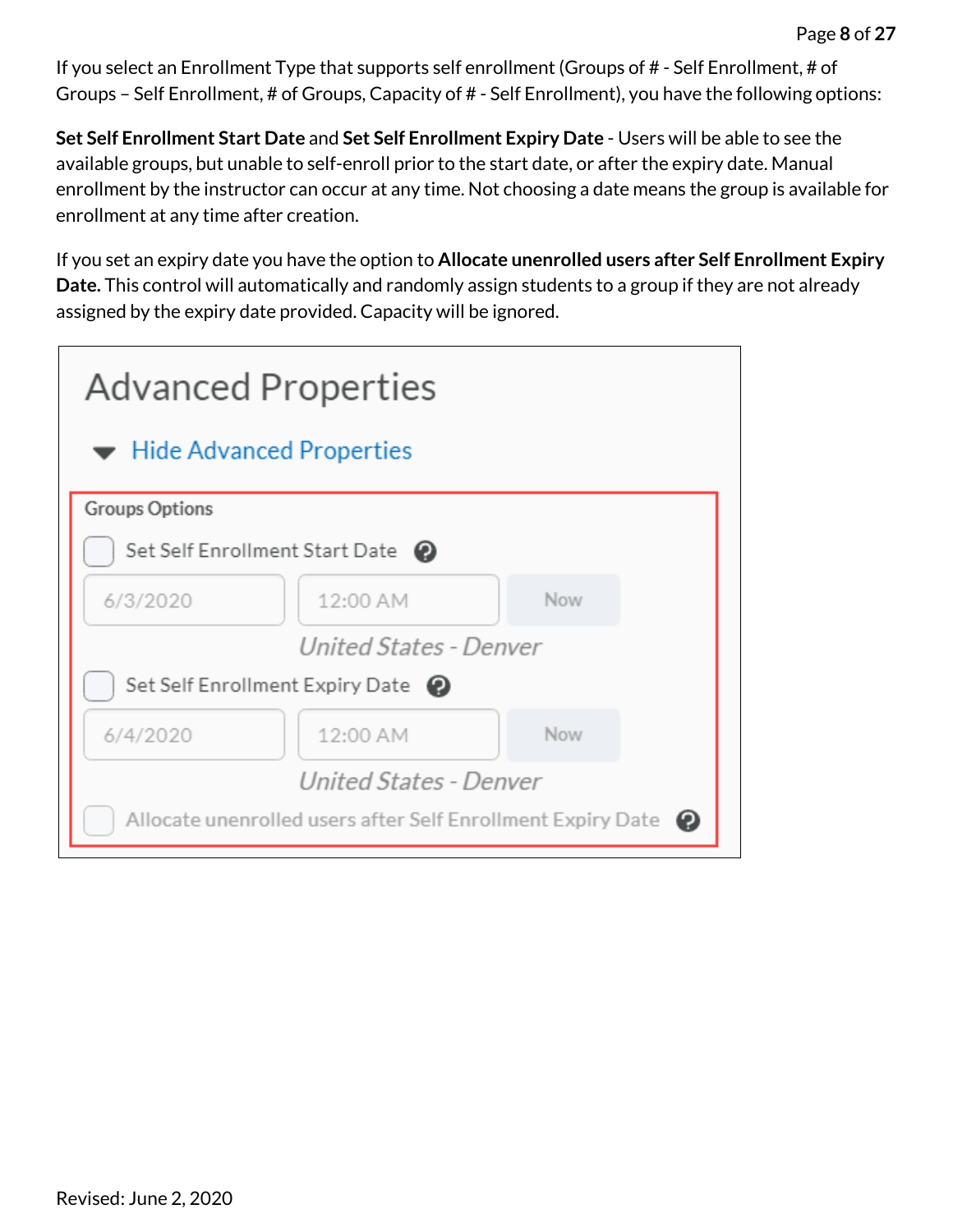If you select an Enrollment Type that supports self enrollment (Groups of # - Self Enrollment, # of Groups – Self Enrollment, # of Groups, Capacity of # - Self Enrollment), you have the following options:

**Set Self Enrollment Start Date** and **Set Self Enrollment Expiry Date** - Users will be able to see the available groups, but unable to self-enroll prior to the start date, or after the expiry date. Manual enrollment by the instructor can occur at any time. Not choosing a date means the group is available for enrollment at any time after creation.

If you set an expiry date you have the option to **Allocate unenrolled users after Self Enrollment Expiry Date.** This control will automatically and randomly assign students to a group if they are not already assigned by the expiry date provided. Capacity will be ignored.

Advanced Properties

Hide Advanced Properties

Groups Options

Set Self Enrollment Start Date

6/3/2020 12:00 AM Now

United States - Denver

Set Self Enrollment Expiry Date

6/4/2020 12:00 AM Now

United States - Denver

Allocate unenrolled users after Self Enrollment Expiry Date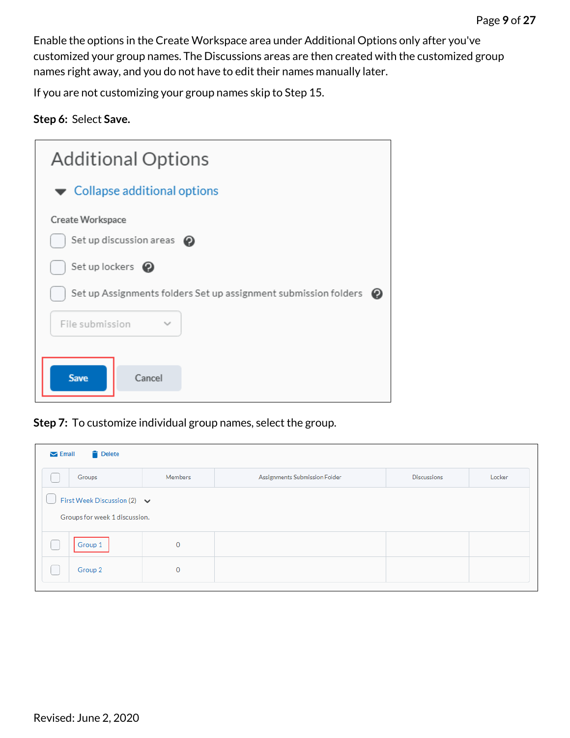Enable the options in the Create Workspace area under Additional Options only after you've customized your group names. The Discussions areas are then created with the customized group names right away, and you do not have to edit their names manually later.

If you are not customizing your group names skip to Step 15.

**Step 6:** Select **Save.**

Additional Options

Collapse additional options

Create Workspace

Set up discussion areas

Set up lockers

Set up Assignments folders Set up assignment submission folders

File submission

Save

Cancel

**Step 7:** To customize individual group names, select the group.

Email Delete

| Groups | Members | Assignments Submission Folder | Discussions | Locker |
|---|---|---|---|---|
| First Week Discussion (2) | | | | |
| Groups for week 1 discussion. | | | | |
| Group 1 | 0 | | | |
| Group 2 | 0 | | | |

Revised: June 2, 2020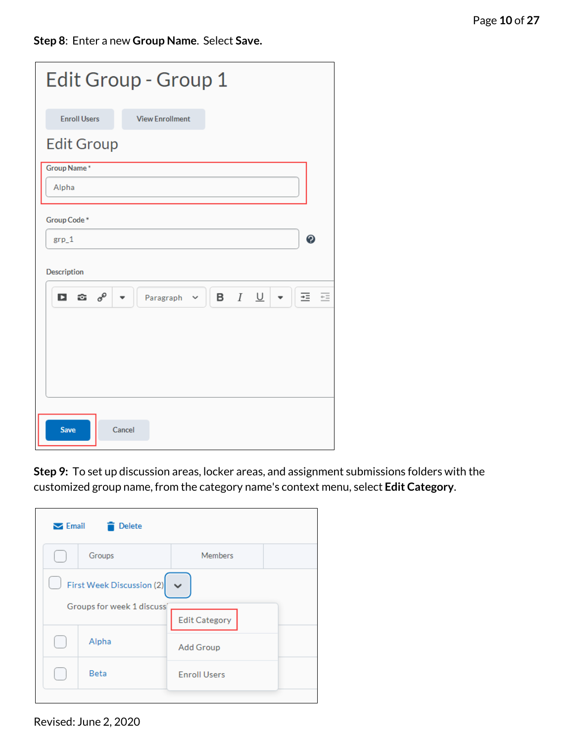**Step 8**: Enter a new **Group Name**. Select **Save.**

**Step 9:** To set up discussion areas, locker areas, and assignment submissions folders with the customized group name, from the category name's context menu, select **Edit Category**.

Revised: June 2, 2020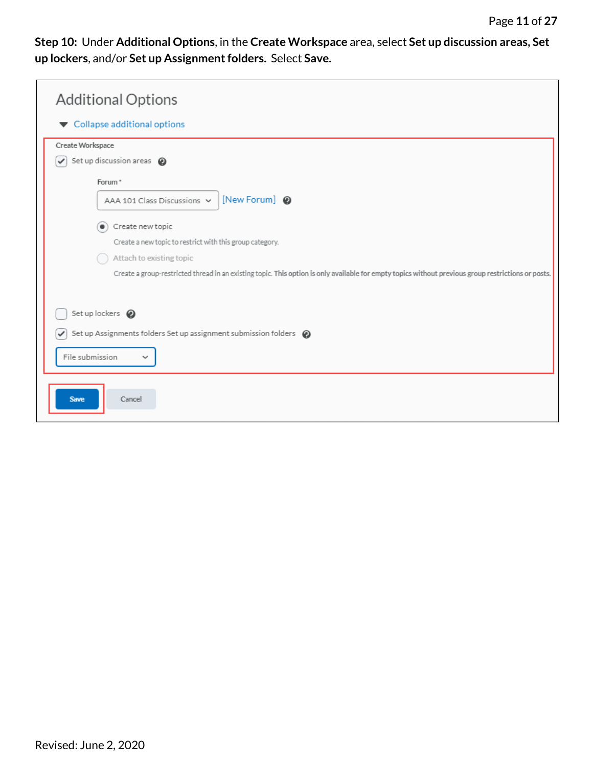**Step 10:** Under **Additional Options**, in the **Create Workspace** area, select **Set up discussion areas, Set up lockers**, and/or **Set up Assignment folders.** Select **Save.**

Additional Options

Collapse additional options

Create Workspace

Set up discussion areas

Forum *

AAA 101 Class Discussions [New Forum]

Create new topic

Create a new topic to restrict with this group category.

Attach to existing topic

Create a group-restricted thread in an existing topic. This option is only available for empty topics without previous group restrictions or posts.

Set up lockers

Set up Assignments folders Set up assignment submission folders

File submission

Save Cancel

Revised: June 2, 2020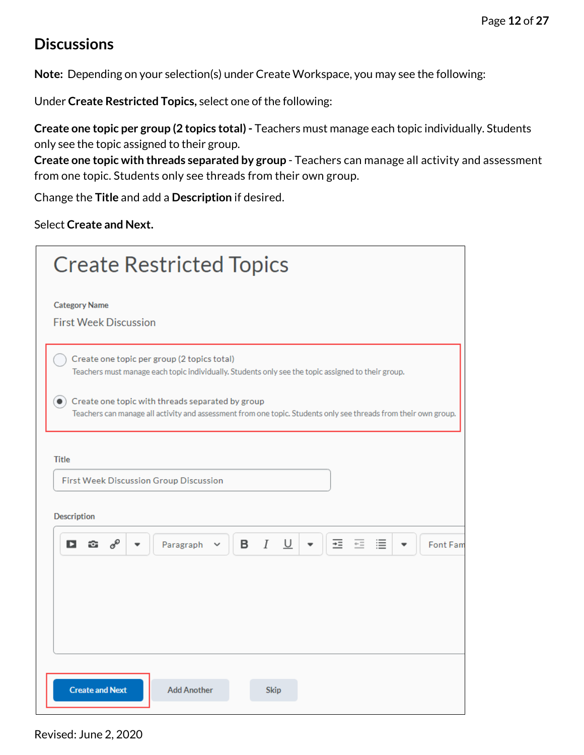## Discussions

**Note:** Depending on your selection(s) under Create Workspace, you may see the following:

Under **Create Restricted Topics,** select one of the following:

**Create one topic per group (2 topics total) -** Teachers must manage each topic individually. Students only see the topic assigned to their group.
**Create one topic with threads separated by group** - Teachers can manage all activity and assessment from one topic. Students only see threads from their own group.

Change the **Title** and add a **Description** if desired.

Select **Create and Next.**

Create Restricted Topics

Category Name

First Week Discussion

Create one topic per group (2 topics total)
Teachers must manage each topic individually. Students only see the topic assigned to their group.

Create one topic with threads separated by group
Teachers can manage all activity and assessment from one topic. Students only see threads from their own group.

Title

First Week Discussion Group Discussion

Description

Paragraph

Font Fam

Create and Next

Add Another

Skip

Revised: June 2, 2020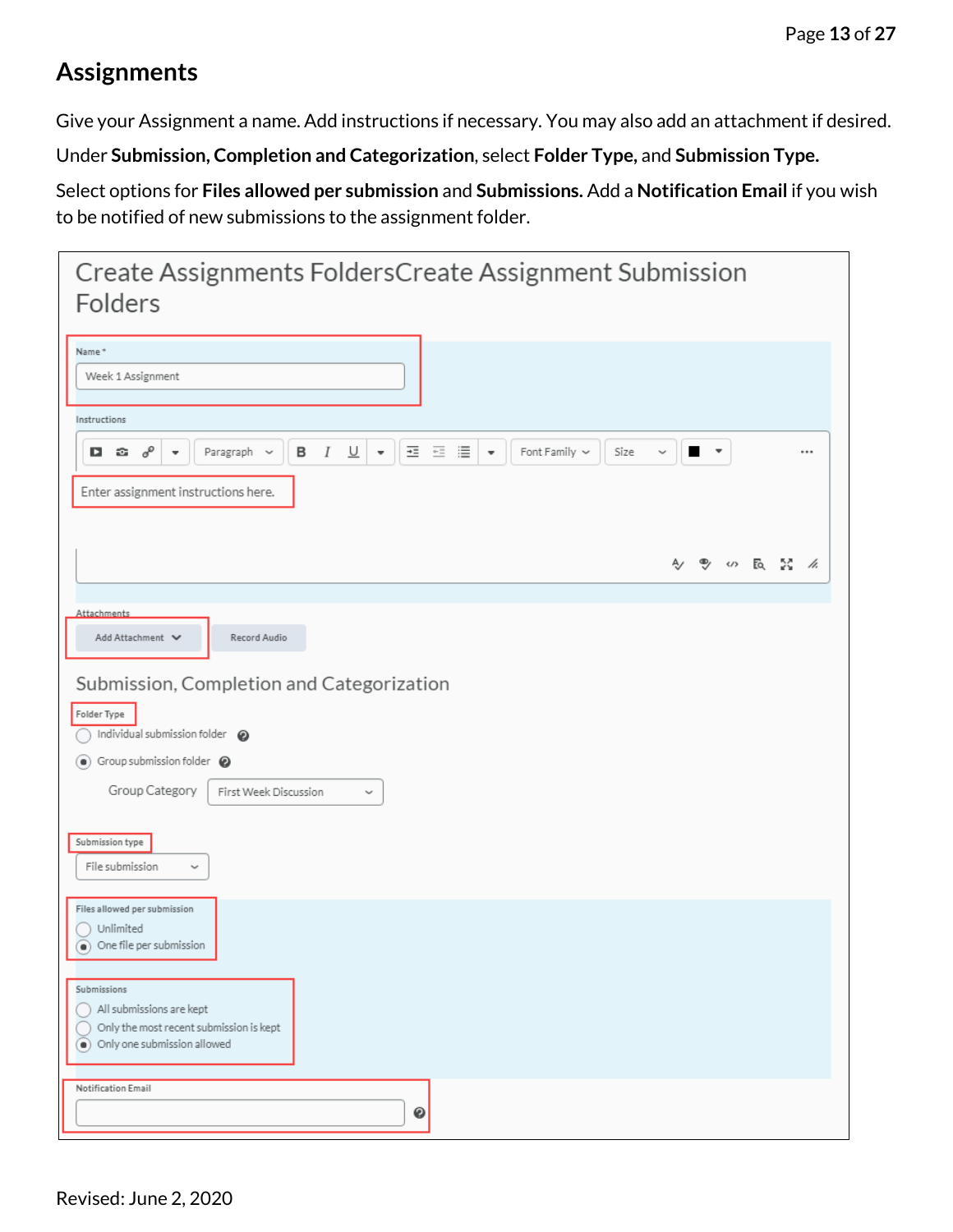## Assignments

Give your Assignment a name. Add instructions if necessary. You may also add an attachment if desired.

Under **Submission, Completion and Categorization**, select **Folder Type,** and **Submission Type.**

Select options for **Files allowed per submission** and **Submissions.** Add a **Notification Email** if you wish to be notified of new submissions to the assignment folder.

Create Assignments FoldersCreate Assignment Submission Folders

Name *

Week 1 Assignment

Instructions

Enter assignment instructions here.

Attachments

Add Attachment

Record Audio

Submission, Completion and Categorization

Folder Type

Individual submission folder

Group submission folder

Group Category: First Week Discussion

Submission type

File submission

Files allowed per submission

Unlimited

One file per submission

Submissions

All submissions are kept

Only the most recent submission is kept

Only one submission allowed

Notification Email

Revised: June 2, 2020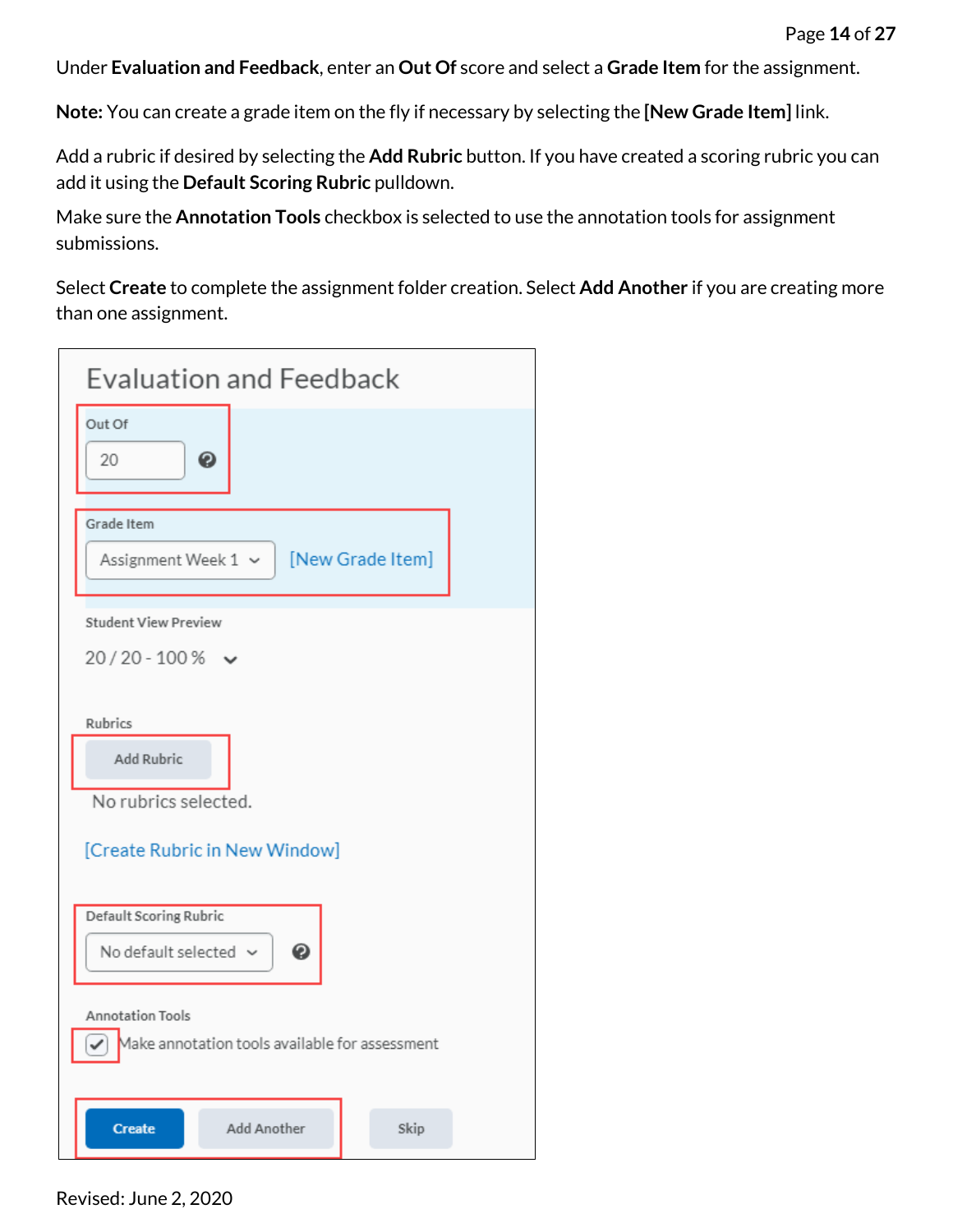Under **Evaluation and Feedback**, enter an **Out Of** score and select a **Grade Item** for the assignment.

**Note:** You can create a grade item on the fly if necessary by selecting the **[New Grade Item]** link.

Add a rubric if desired by selecting the **Add Rubric** button. If you have created a scoring rubric you can add it using the **Default Scoring Rubric** pulldown.

Make sure the **Annotation Tools** checkbox is selected to use the annotation tools for assignment submissions.

Select **Create** to complete the assignment folder creation. Select **Add Another** if you are creating more than one assignment.

Evaluation and Feedback

Out Of

20

Grade Item

Assignment Week 1

[New Grade Item]

Student View Preview

20 / 20 - 100 %

Rubrics

Add Rubric

No rubrics selected.

[Create Rubric in New Window]

Default Scoring Rubric

No default selected

Annotation Tools

Make annotation tools available for assessment

Create

Add Another

Skip

Revised: June 2, 2020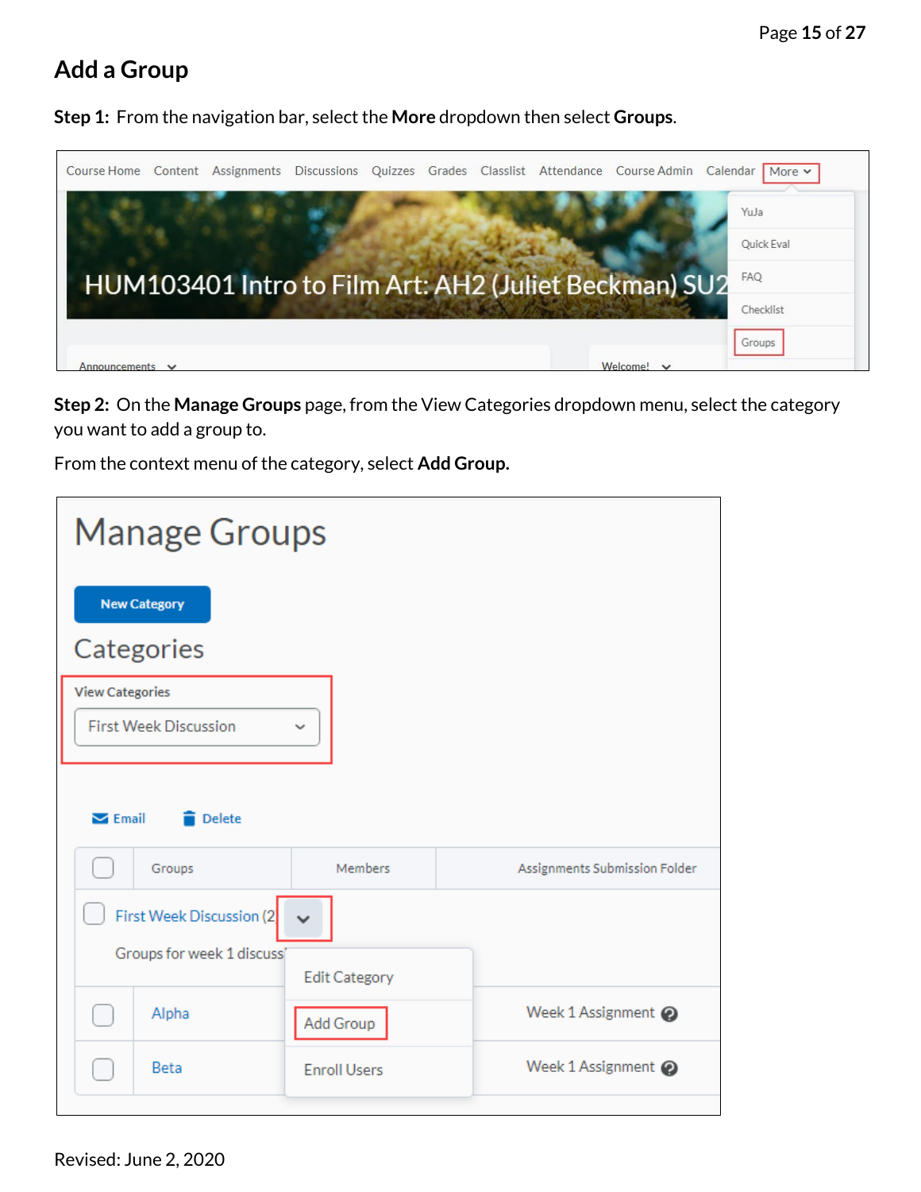## Add a Group

**Step 1:** From the navigation bar, select the **More** dropdown then select **Groups**.

**Step 2:** On the **Manage Groups** page, from the View Categories dropdown menu, select the category you want to add a group to.

From the context menu of the category, select **Add Group.**

Revised: June 2, 2020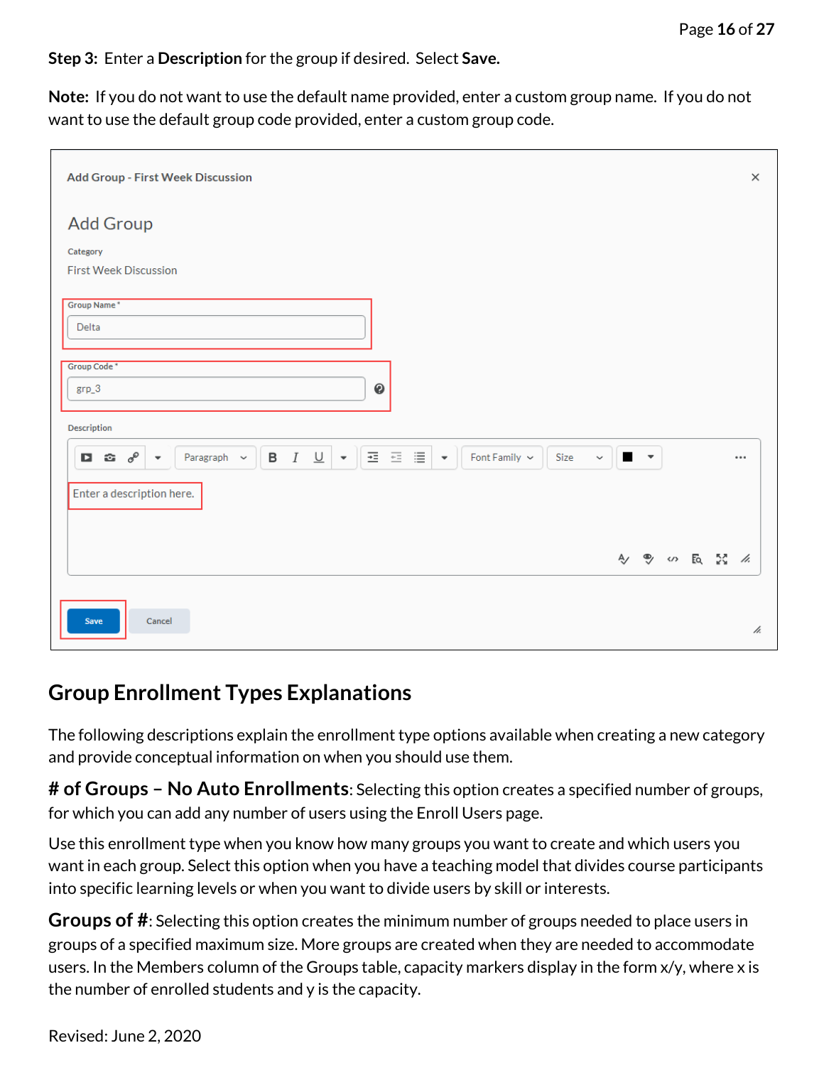**Step 3:** Enter a **Description** for the group if desired. Select **Save.**

**Note:** If you do not want to use the default name provided, enter a custom group name. If you do not want to use the default group code provided, enter a custom group code.

## Group Enrollment Types Explanations

The following descriptions explain the enrollment type options available when creating a new category and provide conceptual information on when you should use them.

**# of Groups – No Auto Enrollments**: Selecting this option creates a specified number of groups, for which you can add any number of users using the Enroll Users page.

Use this enrollment type when you know how many groups you want to create and which users you want in each group. Select this option when you have a teaching model that divides course participants into specific learning levels or when you want to divide users by skill or interests.

**Groups of #**: Selecting this option creates the minimum number of groups needed to place users in groups of a specified maximum size. More groups are created when they are needed to accommodate users. In the Members column of the Groups table, capacity markers display in the form x/y, where x is the number of enrolled students and y is the capacity.

Revised: June 2, 2020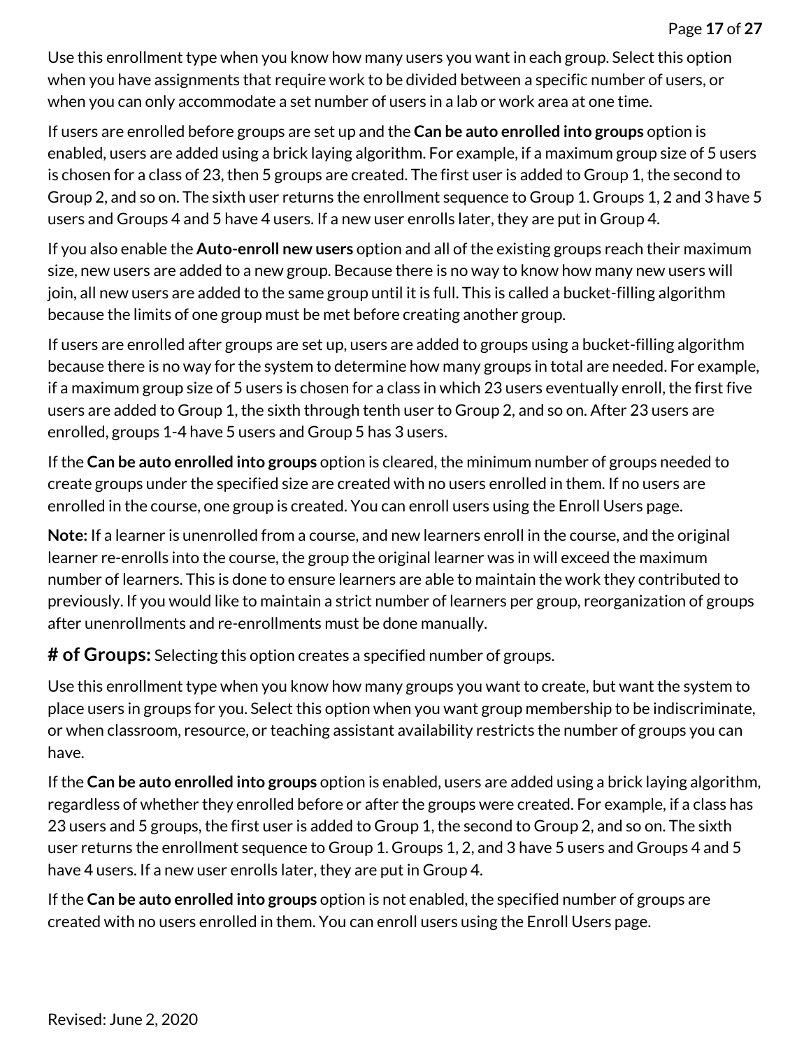Use this enrollment type when you know how many users you want in each group. Select this option when you have assignments that require work to be divided between a specific number of users, or when you can only accommodate a set number of users in a lab or work area at one time.

If users are enrolled before groups are set up and the **Can be auto enrolled into groups** option is enabled, users are added using a brick laying algorithm. For example, if a maximum group size of 5 users is chosen for a class of 23, then 5 groups are created. The first user is added to Group 1, the second to Group 2, and so on. The sixth user returns the enrollment sequence to Group 1. Groups 1, 2 and 3 have 5 users and Groups 4 and 5 have 4 users. If a new user enrolls later, they are put in Group 4.

If you also enable the **Auto-enroll new users** option and all of the existing groups reach their maximum size, new users are added to a new group. Because there is no way to know how many new users will join, all new users are added to the same group until it is full. This is called a bucket-filling algorithm because the limits of one group must be met before creating another group.

If users are enrolled after groups are set up, users are added to groups using a bucket-filling algorithm because there is no way for the system to determine how many groups in total are needed. For example, if a maximum group size of 5 users is chosen for a class in which 23 users eventually enroll, the first five users are added to Group 1, the sixth through tenth user to Group 2, and so on. After 23 users are enrolled, groups 1-4 have 5 users and Group 5 has 3 users.

If the **Can be auto enrolled into groups** option is cleared, the minimum number of groups needed to create groups under the specified size are created with no users enrolled in them. If no users are enrolled in the course, one group is created. You can enroll users using the Enroll Users page.

**Note:** If a learner is unenrolled from a course, and new learners enroll in the course, and the original learner re-enrolls into the course, the group the original learner was in will exceed the maximum number of learners. This is done to ensure learners are able to maintain the work they contributed to previously. If you would like to maintain a strict number of learners per group, reorganization of groups after unenrollments and re-enrollments must be done manually.

**# of Groups:** Selecting this option creates a specified number of groups.

Use this enrollment type when you know how many groups you want to create, but want the system to place users in groups for you. Select this option when you want group membership to be indiscriminate, or when classroom, resource, or teaching assistant availability restricts the number of groups you can have.

If the **Can be auto enrolled into groups** option is enabled, users are added using a brick laying algorithm, regardless of whether they enrolled before or after the groups were created. For example, if a class has 23 users and 5 groups, the first user is added to Group 1, the second to Group 2, and so on. The sixth user returns the enrollment sequence to Group 1. Groups 1, 2, and 3 have 5 users and Groups 4 and 5 have 4 users. If a new user enrolls later, they are put in Group 4.

If the **Can be auto enrolled into groups** option is not enabled, the specified number of groups are created with no users enrolled in them. You can enroll users using the Enroll Users page.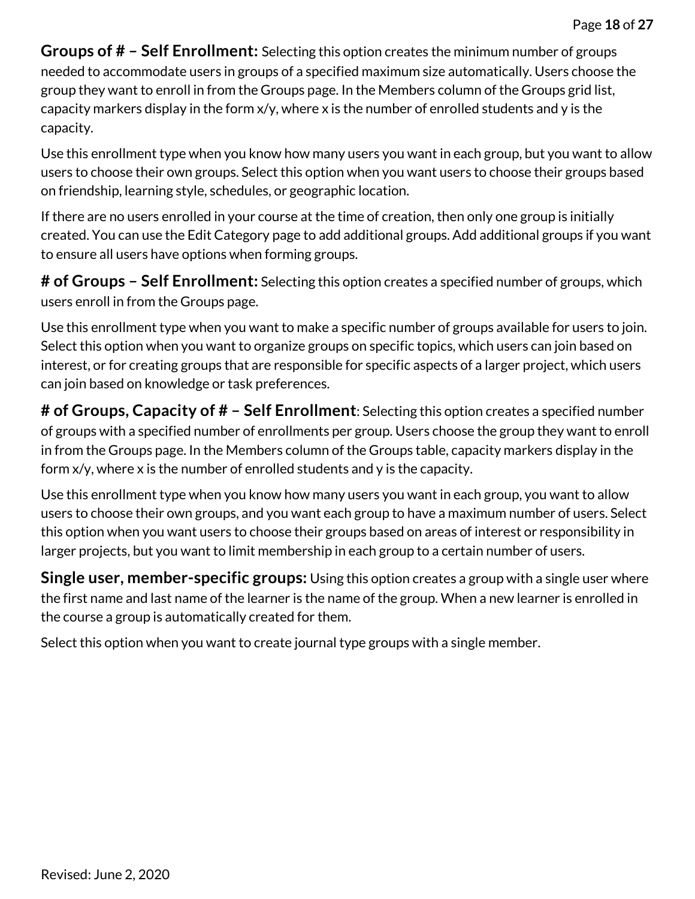**Groups of # – Self Enrollment:** Selecting this option creates the minimum number of groups needed to accommodate users in groups of a specified maximum size automatically. Users choose the group they want to enroll in from the Groups page. In the Members column of the Groups grid list, capacity markers display in the form x/y, where x is the number of enrolled students and y is the capacity.

Use this enrollment type when you know how many users you want in each group, but you want to allow users to choose their own groups. Select this option when you want users to choose their groups based on friendship, learning style, schedules, or geographic location.

If there are no users enrolled in your course at the time of creation, then only one group is initially created. You can use the Edit Category page to add additional groups. Add additional groups if you want to ensure all users have options when forming groups.

**# of Groups – Self Enrollment:** Selecting this option creates a specified number of groups, which users enroll in from the Groups page.

Use this enrollment type when you want to make a specific number of groups available for users to join. Select this option when you want to organize groups on specific topics, which users can join based on interest, or for creating groups that are responsible for specific aspects of a larger project, which users can join based on knowledge or task preferences.

**# of Groups, Capacity of # – Self Enrollment**: Selecting this option creates a specified number of groups with a specified number of enrollments per group. Users choose the group they want to enroll in from the Groups page. In the Members column of the Groups table, capacity markers display in the form x/y, where x is the number of enrolled students and y is the capacity.

Use this enrollment type when you know how many users you want in each group, you want to allow users to choose their own groups, and you want each group to have a maximum number of users. Select this option when you want users to choose their groups based on areas of interest or responsibility in larger projects, but you want to limit membership in each group to a certain number of users.

**Single user, member-specific groups:** Using this option creates a group with a single user where the first name and last name of the learner is the name of the group. When a new learner is enrolled in the course a group is automatically created for them.

Select this option when you want to create journal type groups with a single member.

Revised: June 2, 2020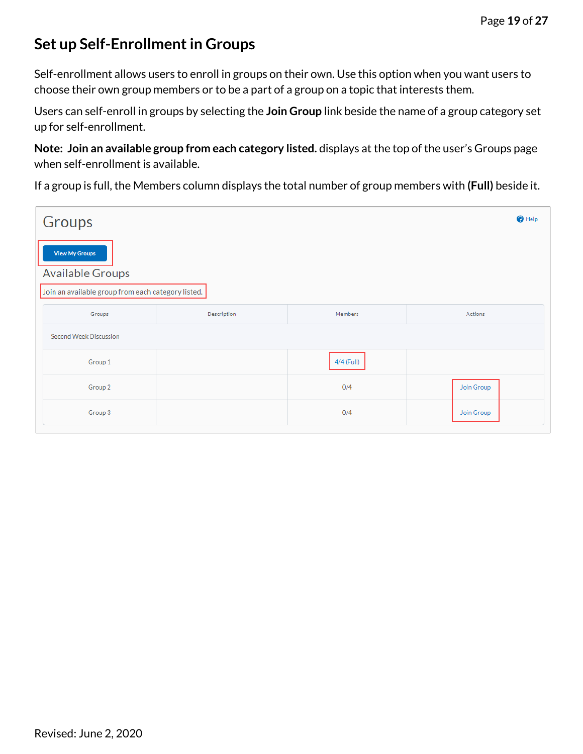# Set up Self-Enrollment in Groups

Self-enrollment allows users to enroll in groups on their own. Use this option when you want users to choose their own group members or to be a part of a group on a topic that interests them.

Users can self-enroll in groups by selecting the **Join Group** link beside the name of a group category set up for self-enrollment.

**Note: Join an available group from each category listed.** displays at the top of the user's Groups page when self-enrollment is available.

If a group is full, the Members column displays the total number of group members with **(Full)** beside it.

Groups

View My Groups

Available Groups

Join an available group from each category listed.

| Groups | Description | Members | Actions |
|---|---|---|---|
| Second Week Discussion | | | |
| Group 1 | | 4/4 (Full) | |
| Group 2 | | 0/4 | Join Group |
| Group 3 | | 0/4 | Join Group |

Revised: June 2, 2020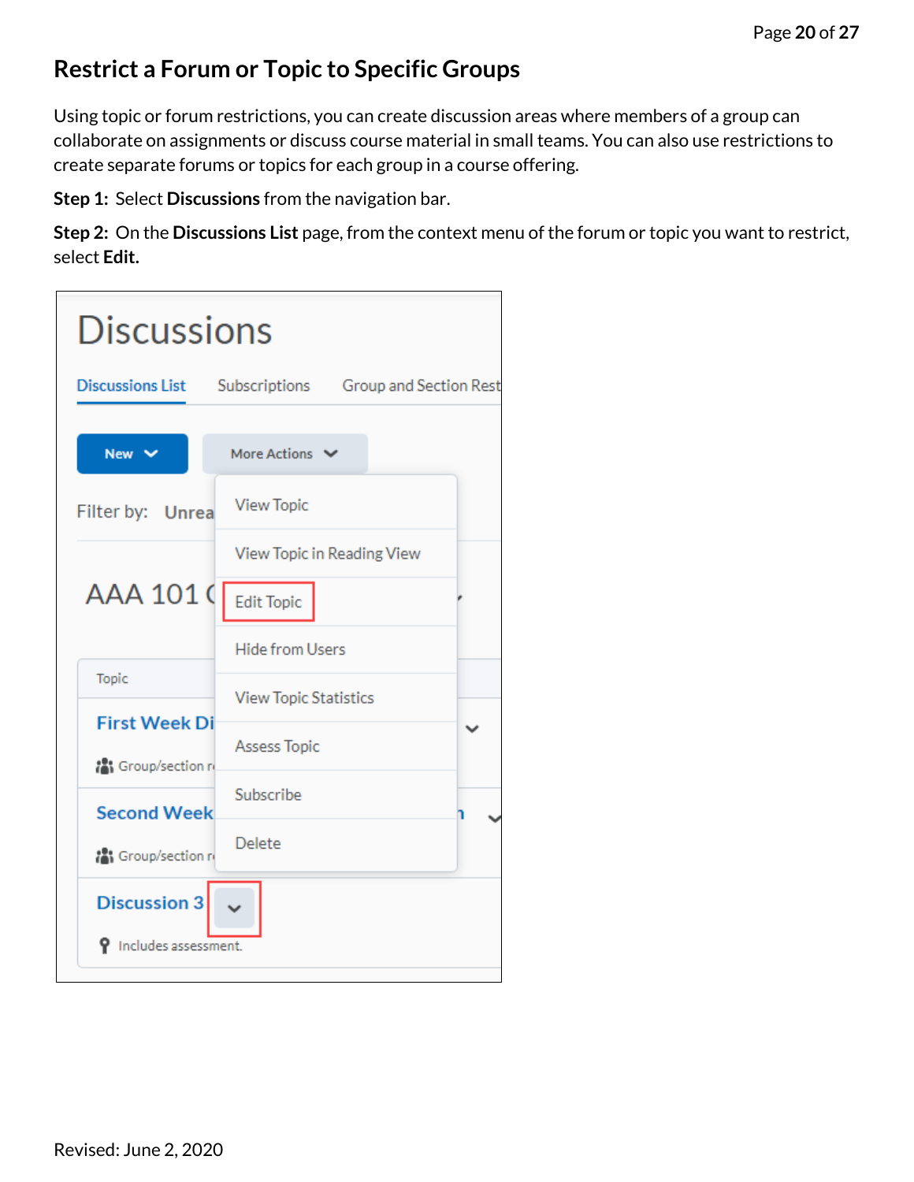## Restrict a Forum or Topic to Specific Groups

Using topic or forum restrictions, you can create discussion areas where members of a group can collaborate on assignments or discuss course material in small teams. You can also use restrictions to create separate forums or topics for each group in a course offering.

**Step 1:** Select **Discussions** from the navigation bar.

**Step 2:** On the **Discussions List** page, from the context menu of the forum or topic you want to restrict, select **Edit.**

Revised: June 2, 2020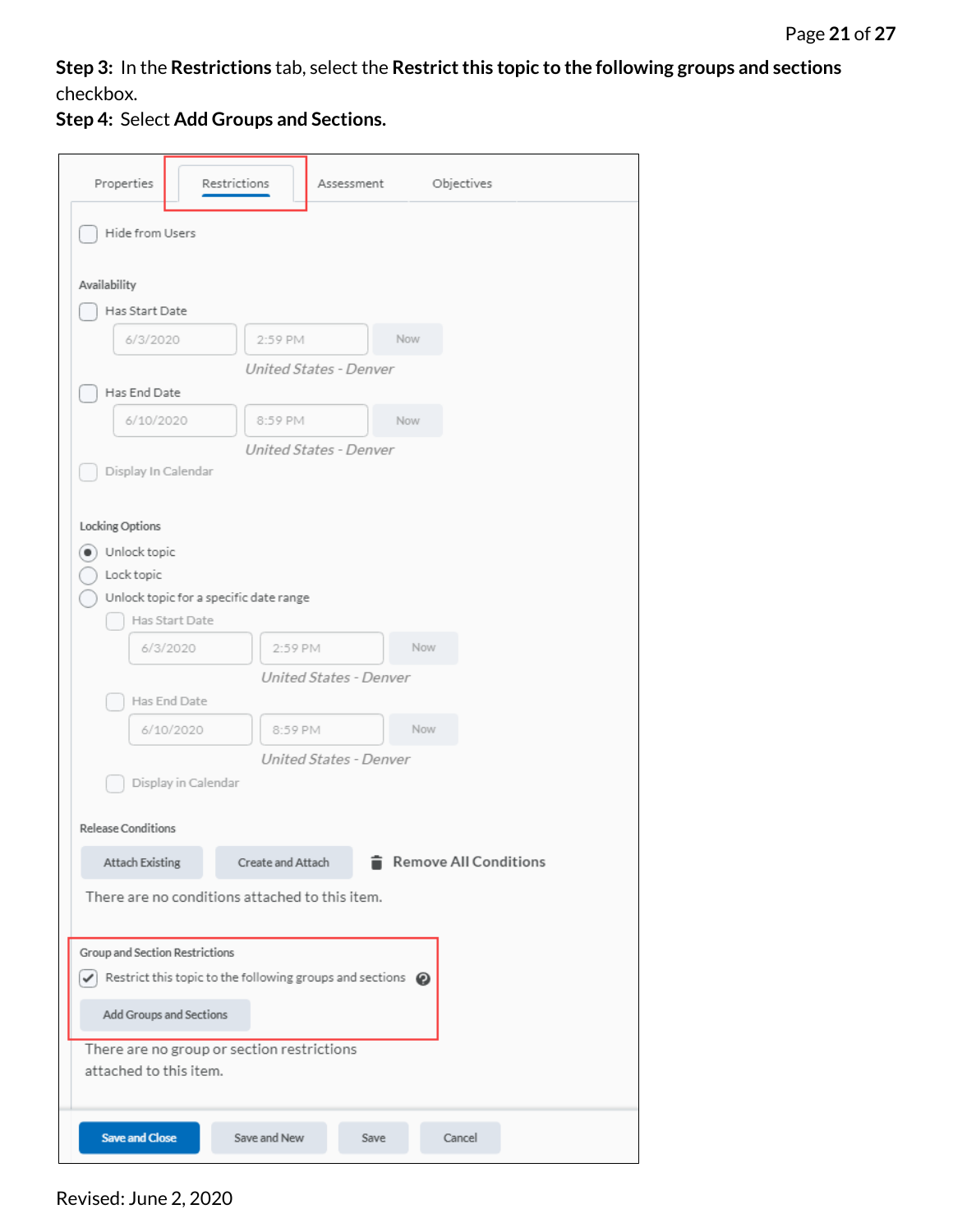**Step 3:** In the **Restrictions** tab, select the **Restrict this topic to the following groups and sections** checkbox.

**Step 4:** Select **Add Groups and Sections.**

Properties Restrictions Assessment Objectives

Hide from Users

Availability

Has Start Date

6/3/2020 2:59 PM Now

United States - Denver

Has End Date

6/10/2020 8:59 PM Now

United States - Denver

Display In Calendar

Locking Options

Unlock topic

Lock topic

Unlock topic for a specific date range

Has Start Date

6/3/2020 2:59 PM Now

United States - Denver

Has End Date

6/10/2020 8:59 PM Now

United States - Denver

Display in Calendar

Release Conditions

Attach Existing Create and Attach Remove All Conditions

There are no conditions attached to this item.

Group and Section Restrictions

Restrict this topic to the following groups and sections

Add Groups and Sections

There are no group or section restrictions attached to this item.

Save and Close Save and New Save Cancel

Revised: June 2, 2020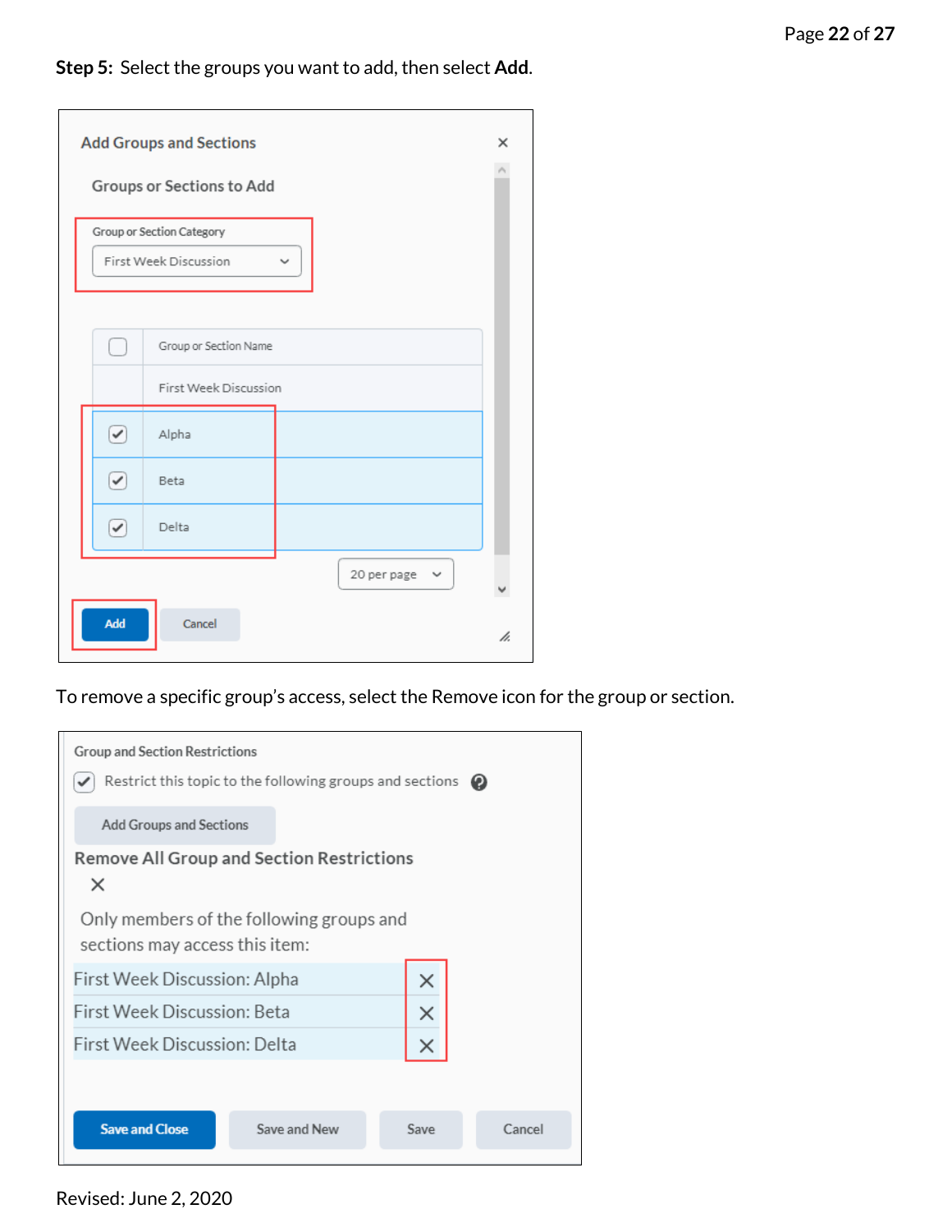**Step 5:** Select the groups you want to add, then select **Add**.

To remove a specific group's access, select the Remove icon for the group or section.

Revised: June 2, 2020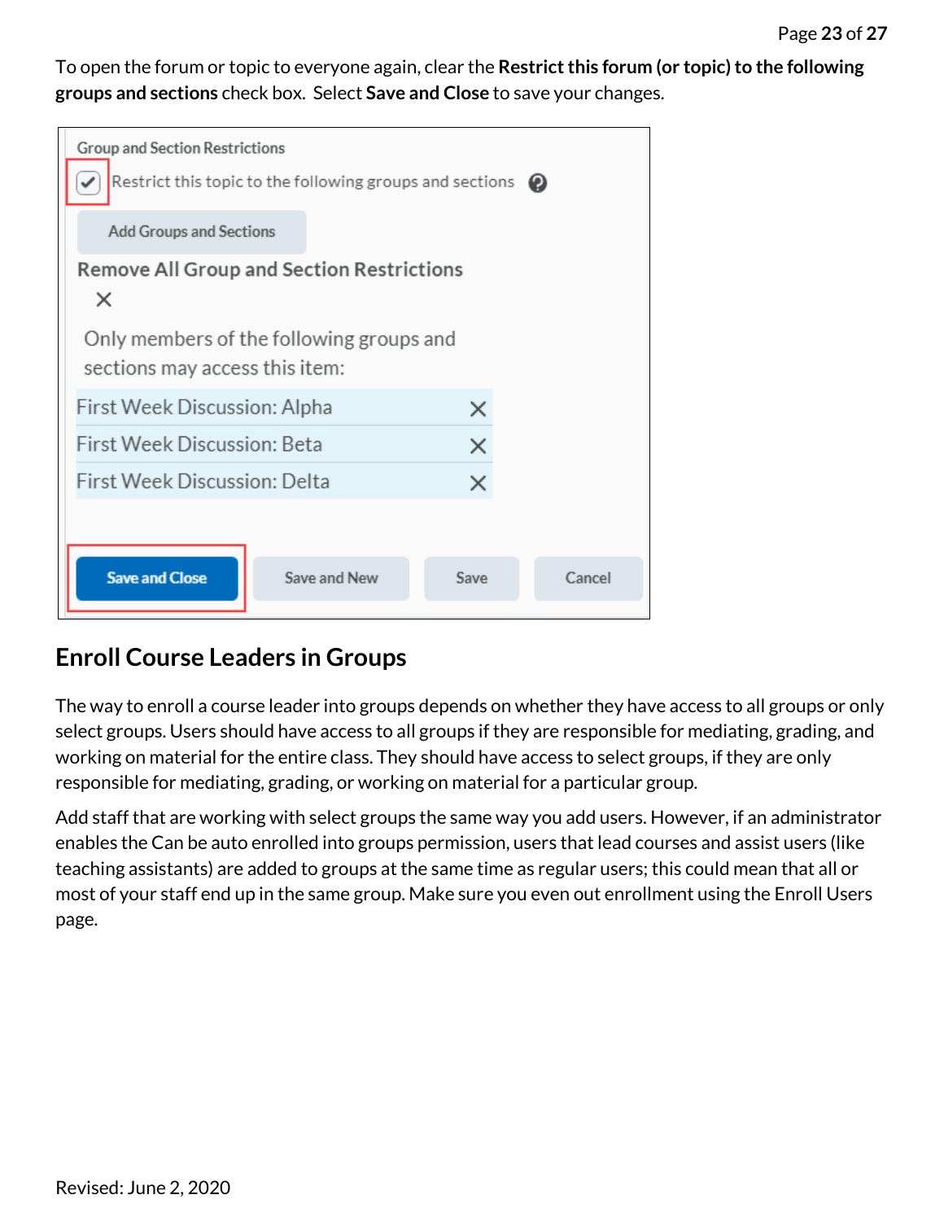To open the forum or topic to everyone again, clear the **Restrict this forum (or topic) to the following groups and sections** check box. Select **Save and Close** to save your changes.

## Enroll Course Leaders in Groups

The way to enroll a course leader into groups depends on whether they have access to all groups or only select groups. Users should have access to all groups if they are responsible for mediating, grading, and working on material for the entire class. They should have access to select groups, if they are only responsible for mediating, grading, or working on material for a particular group.

Add staff that are working with select groups the same way you add users. However, if an administrator enables the Can be auto enrolled into groups permission, users that lead courses and assist users (like teaching assistants) are added to groups at the same time as regular users; this could mean that all or most of your staff end up in the same group. Make sure you even out enrollment using the Enroll Users page.

Revised: June 2, 2020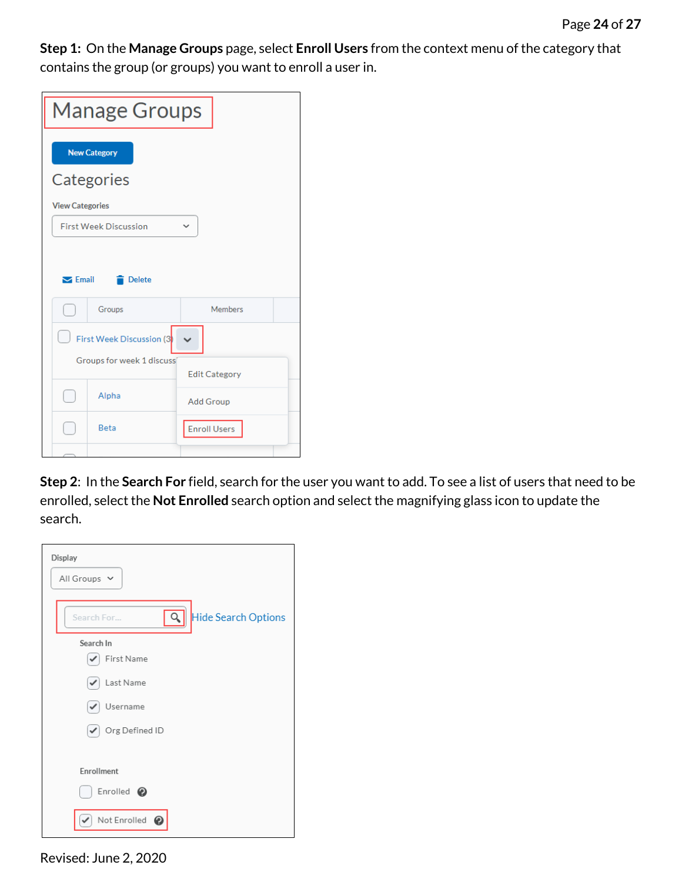**Step 1:** On the **Manage Groups** page, select **Enroll Users** from the context menu of the category that contains the group (or groups) you want to enroll a user in.

**Step 2**: In the **Search For** field, search for the user you want to add. To see a list of users that need to be enrolled, select the **Not Enrolled** search option and select the magnifying glass icon to update the search.

Revised: June 2, 2020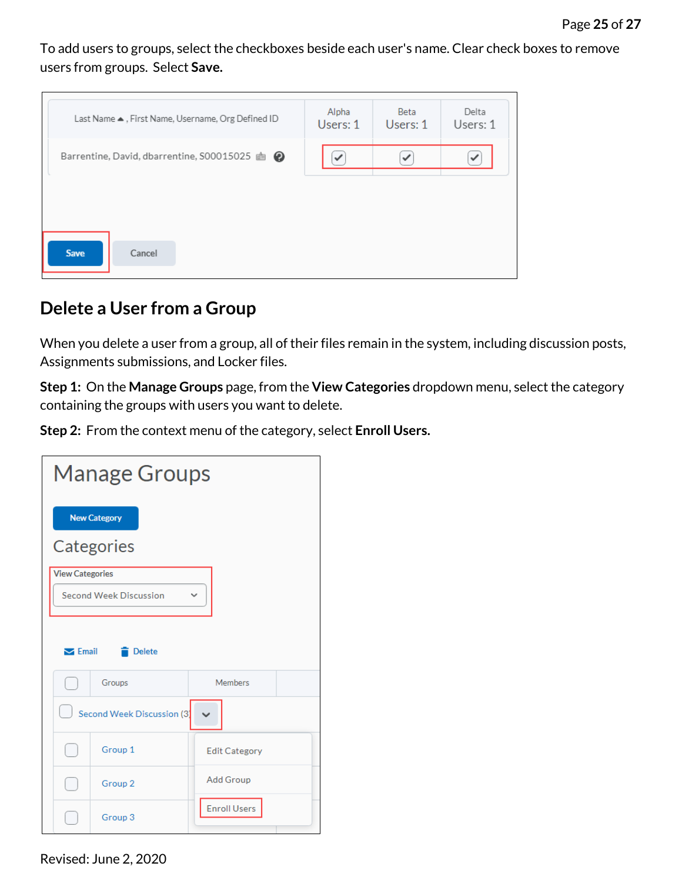To add users to groups, select the checkboxes beside each user's name. Clear check boxes to remove users from groups. Select **Save.**

## Delete a User from a Group

When you delete a user from a group, all of their files remain in the system, including discussion posts, Assignments submissions, and Locker files.

**Step 1:** On the **Manage Groups** page, from the **View Categories** dropdown menu, select the category containing the groups with users you want to delete.

**Step 2:** From the context menu of the category, select **Enroll Users.**

Revised: June 2, 2020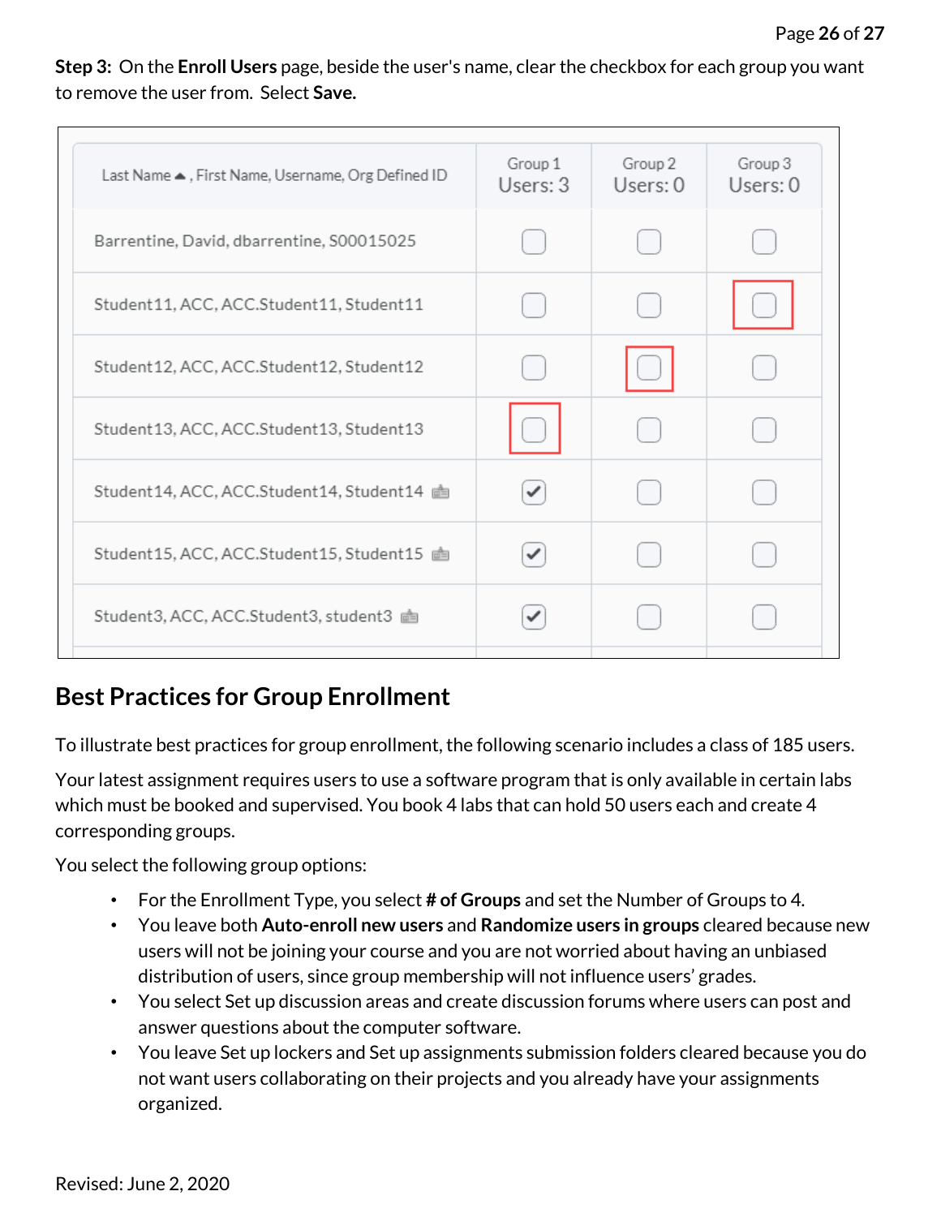**Step 3:** On the **Enroll Users** page, beside the user's name, clear the checkbox for each group you want to remove the user from. Select **Save.**

| Last Name ▲, First Name, Username, Org Defined ID | Group 1 Users: 3 | Group 2 Users: 0 | Group 3 Users: 0 |
|---|---|---|---|
| Barrentine, David, dbarrentine, S00015025 | ☐ | ☐ | ☐ |
| Student11, ACC, ACC.Student11, Student11 | ☐ | ☐ | ☐ |
| Student12, ACC, ACC.Student12, Student12 | ☐ | ☐ | ☐ |
| Student13, ACC, ACC.Student13, Student13 | ☐ | ☐ | ☐ |
| Student14, ACC, ACC.Student14, Student14 | ☑ | ☐ | ☐ |
| Student15, ACC, ACC.Student15, Student15 | ☑ | ☐ | ☐ |
| Student3, ACC, ACC.Student3, student3 | ☑ | ☐ | ☐ |

## Best Practices for Group Enrollment

To illustrate best practices for group enrollment, the following scenario includes a class of 185 users.

Your latest assignment requires users to use a software program that is only available in certain labs which must be booked and supervised. You book 4 labs that can hold 50 users each and create 4 corresponding groups.

You select the following group options:

- For the Enrollment Type, you select **# of Groups** and set the Number of Groups to 4.
- You leave both **Auto-enroll new users** and **Randomize users in groups** cleared because new users will not be joining your course and you are not worried about having an unbiased distribution of users, since group membership will not influence users' grades.
- You select Set up discussion areas and create discussion forums where users can post and answer questions about the computer software.
- You leave Set up lockers and Set up assignments submission folders cleared because you do not want users collaborating on their projects and you already have your assignments organized.

Revised: June 2, 2020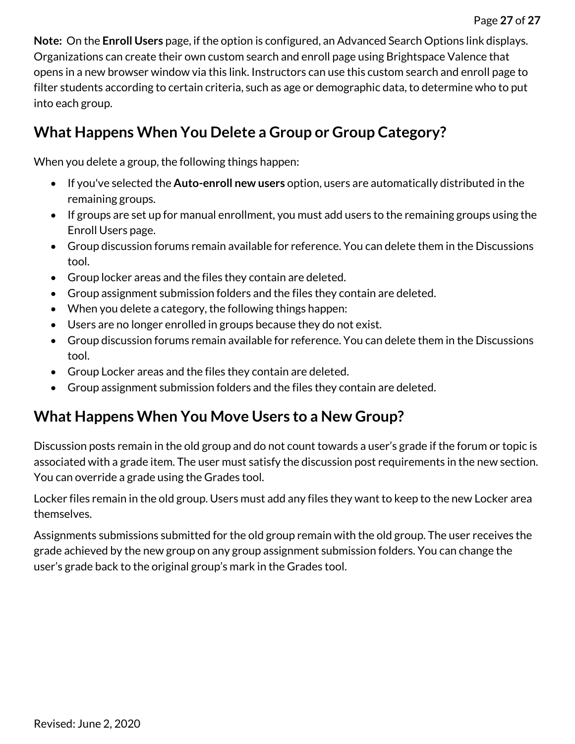**Note:** On the **Enroll Users** page, if the option is configured, an Advanced Search Options link displays. Organizations can create their own custom search and enroll page using Brightspace Valence that opens in a new browser window via this link. Instructors can use this custom search and enroll page to filter students according to certain criteria, such as age or demographic data, to determine who to put into each group.

## What Happens When You Delete a Group or Group Category?

When you delete a group, the following things happen:

- If you've selected the **Auto-enroll new users** option, users are automatically distributed in the remaining groups.
- If groups are set up for manual enrollment, you must add users to the remaining groups using the Enroll Users page.
- Group discussion forums remain available for reference. You can delete them in the Discussions tool.
- Group locker areas and the files they contain are deleted.
- Group assignment submission folders and the files they contain are deleted.
- When you delete a category, the following things happen:
- Users are no longer enrolled in groups because they do not exist.
- Group discussion forums remain available for reference. You can delete them in the Discussions tool.
- Group Locker areas and the files they contain are deleted.
- Group assignment submission folders and the files they contain are deleted.

## What Happens When You Move Users to a New Group?

Discussion posts remain in the old group and do not count towards a user's grade if the forum or topic is associated with a grade item. The user must satisfy the discussion post requirements in the new section. You can override a grade using the Grades tool.

Locker files remain in the old group. Users must add any files they want to keep to the new Locker area themselves.

Assignments submissions submitted for the old group remain with the old group. The user receives the grade achieved by the new group on any group assignment submission folders. You can change the user's grade back to the original group's mark in the Grades tool.

Revised: June 2, 2020